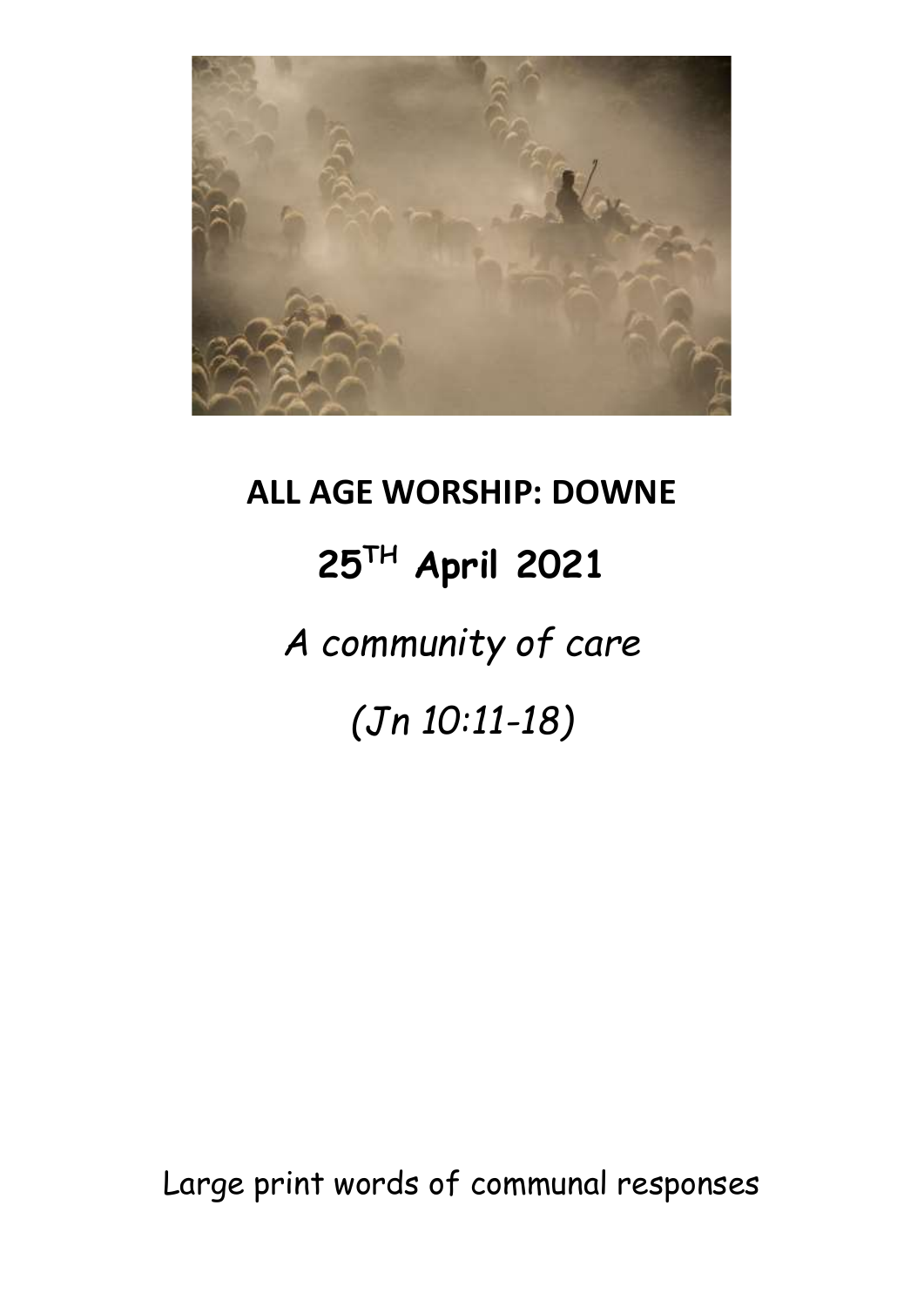# ALL AGE WORSHIP: DOWNE

## 25TH April 2021

*A community of care*

*(Jn 10:11-18)*

Large print words of communal responses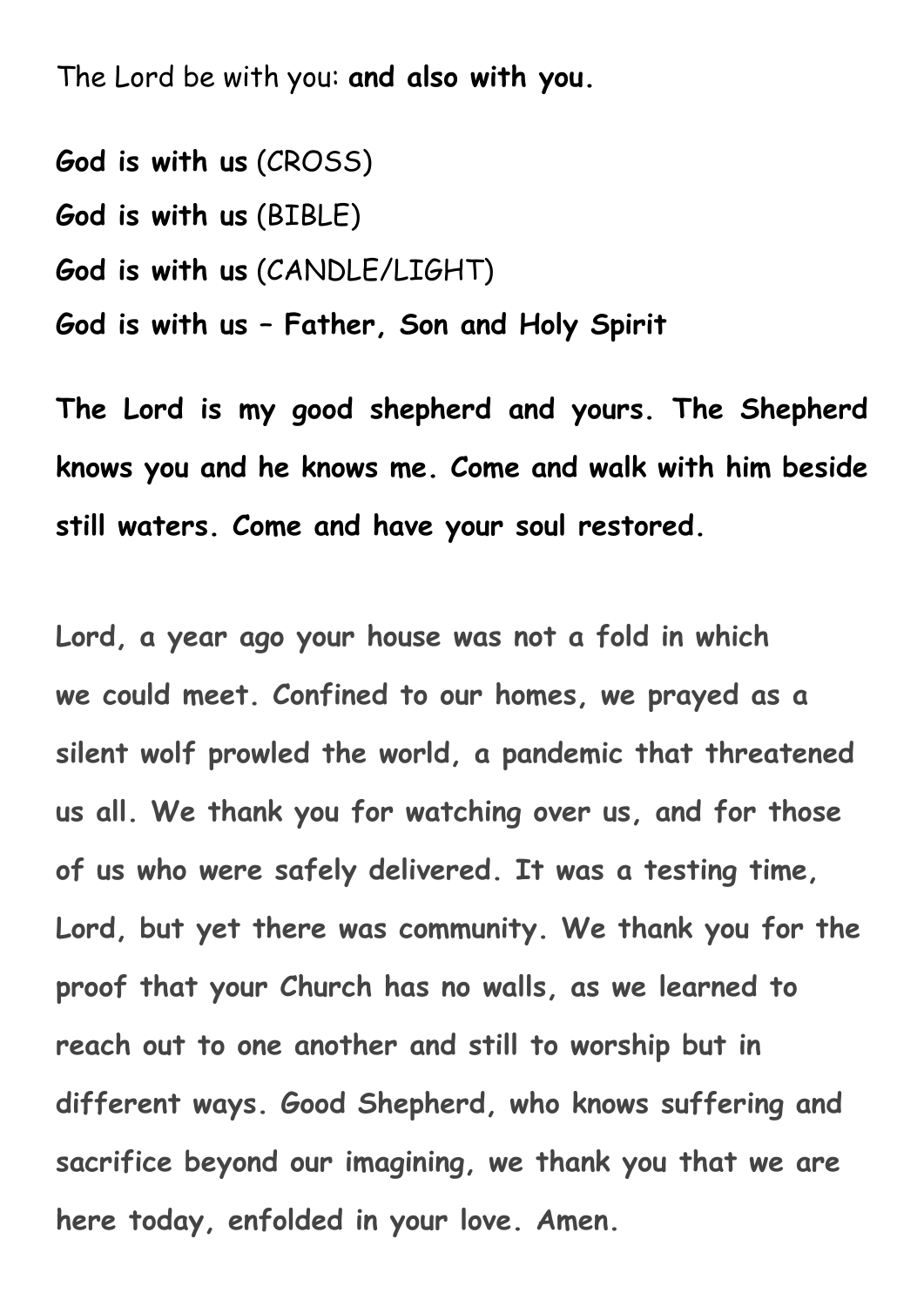The Lord be with you: **and also with you.**

**God is with us** (CROSS)

**God is with us** (BIBLE)

**God is with us** (CANDLE/LIGHT)

**God is with us – Father, Son and Holy Spirit**

**The Lord is my good shepherd and yours. The Shepherd knows you and he knows me. Come and walk with him beside still waters. Come and have your soul restored.**

**Lord, a year ago your house was not a fold in which we could meet. Confined to our homes, we prayed as a silent wolf prowled the world, a pandemic that threatened us all. We thank you for watching over us, and for those of us who were safely delivered. It was a testing time, Lord, but yet there was community. We thank you for the proof that your Church has no walls, as we learned to reach out to one another and still to worship but in different ways. Good Shepherd, who knows suffering and sacrifice beyond our imagining, we thank you that we are here today, enfolded in your love. Amen.**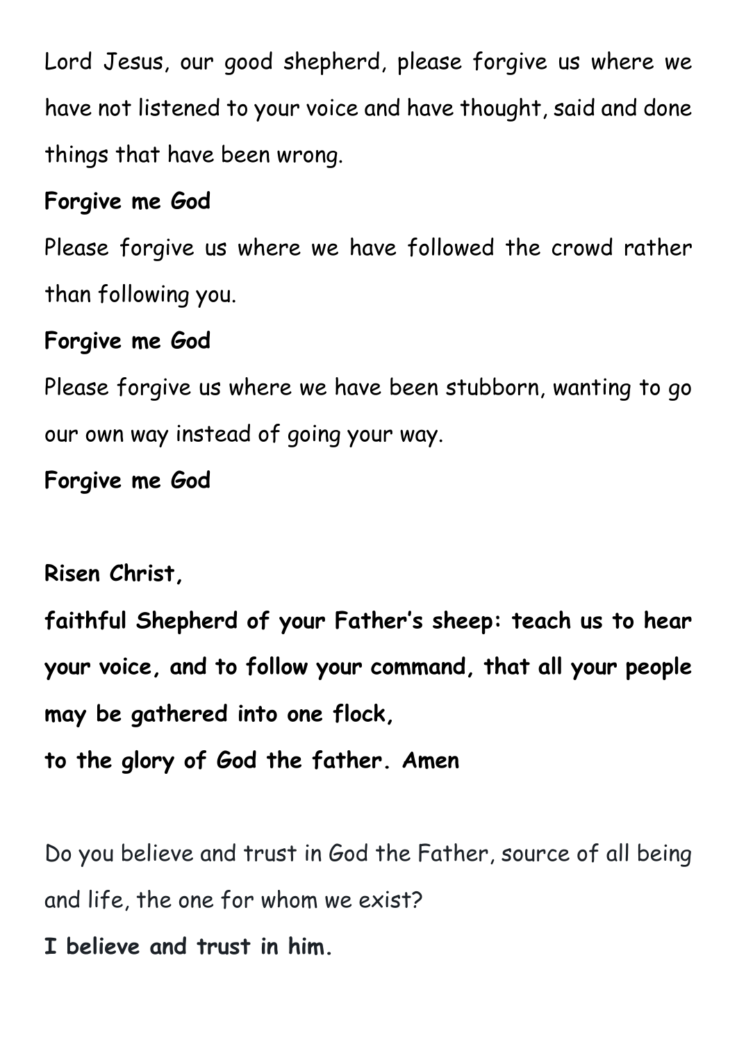Lord Jesus, our good shepherd, please forgive us where we have not listened to your voice and have thought, said and done things that have been wrong.

**Forgive me God**

Please forgive us where we have followed the crowd rather than following you.

**Forgive me God**

Please forgive us where we have been stubborn, wanting to go our own way instead of going your way.

**Forgive me God**

**Risen Christ,**

**faithful Shepherd of your Father's sheep: teach us to hear your voice, and to follow your command, that all your people may be gathered into one flock,**

**to the glory of God the father. Amen**

Do you believe and trust in God the Father, source of all being and life, the one for whom we exist?

**I believe and trust in him.**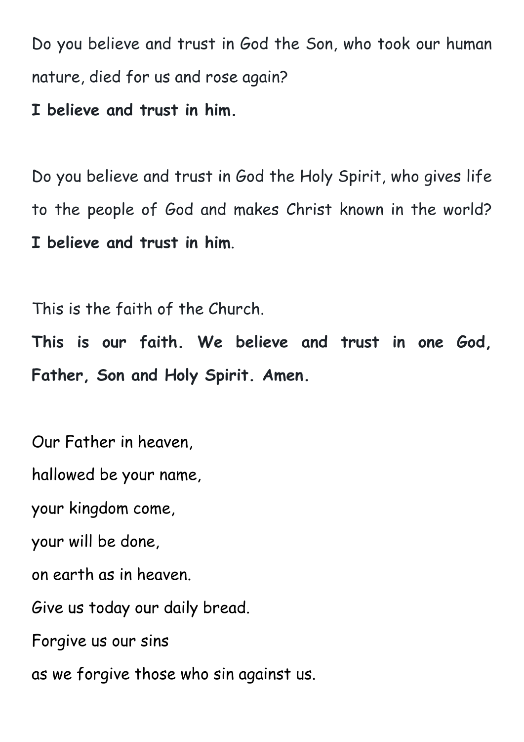Do you believe and trust in God the Son, who took our human nature, died for us and rose again?

**I believe and trust in him.**

Do you believe and trust in God the Holy Spirit, who gives life to the people of God and makes Christ known in the world?

**I believe and trust in him**.

This is the faith of the Church.

**This is our faith. We believe and trust in one God, Father, Son and Holy Spirit. Amen.**

Our Father in heaven,
hallowed be your name,
your kingdom come,
your will be done,
on earth as in heaven.
Give us today our daily bread.
Forgive us our sins
as we forgive those who sin against us.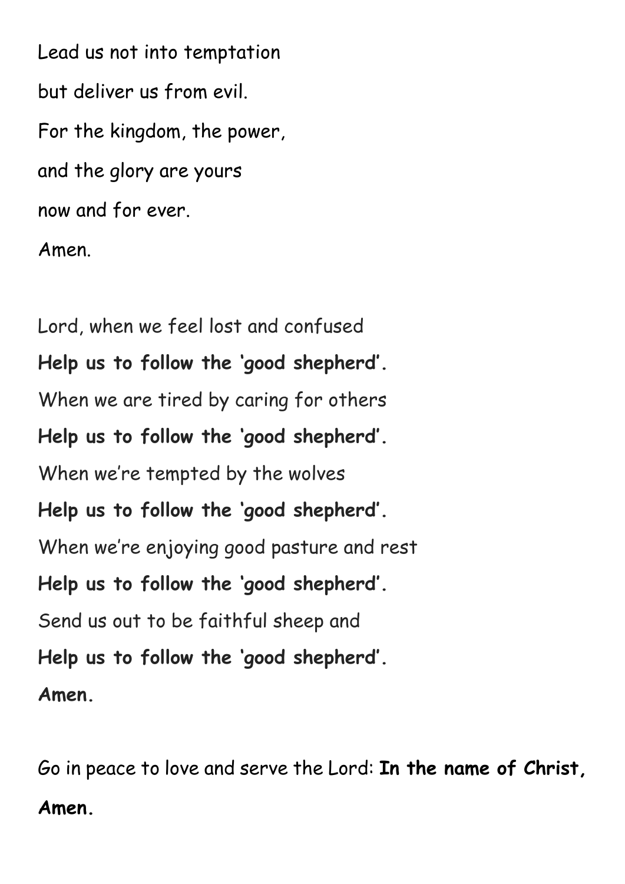Lead us not into temptation

but deliver us from evil.

For the kingdom, the power,

and the glory are yours

now and for ever.

Amen.

Lord, when we feel lost and confused

**Help us to follow the 'good shepherd'.**

When we are tired by caring for others

**Help us to follow the 'good shepherd'.**

When we're tempted by the wolves

**Help us to follow the 'good shepherd'.**

When we're enjoying good pasture and rest

**Help us to follow the 'good shepherd'.**

Send us out to be faithful sheep and

**Help us to follow the 'good shepherd'.**

**Amen.**

Go in peace to love and serve the Lord: **In the name of Christ, Amen.**